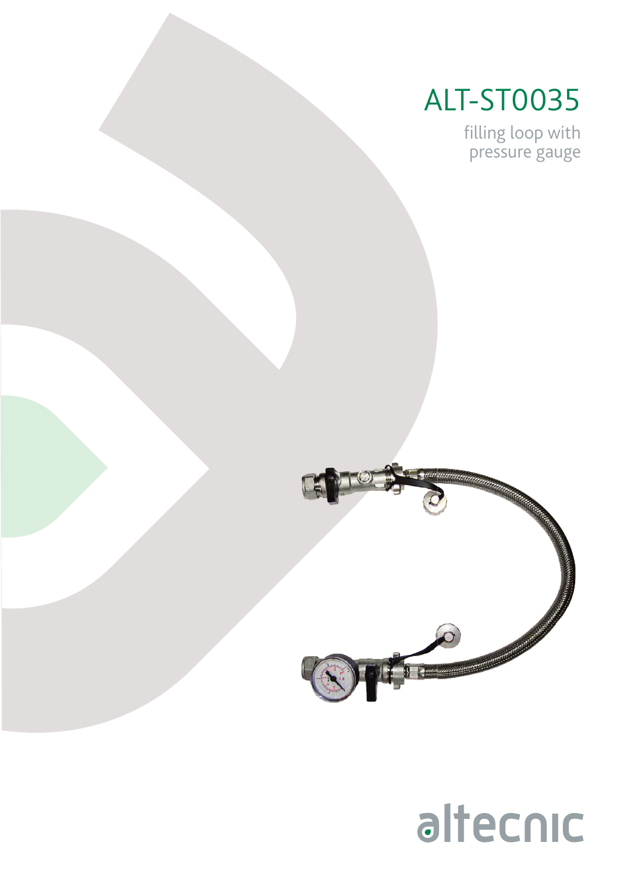# ALT-ST0035

filling loop with
pressure gauge

altecnic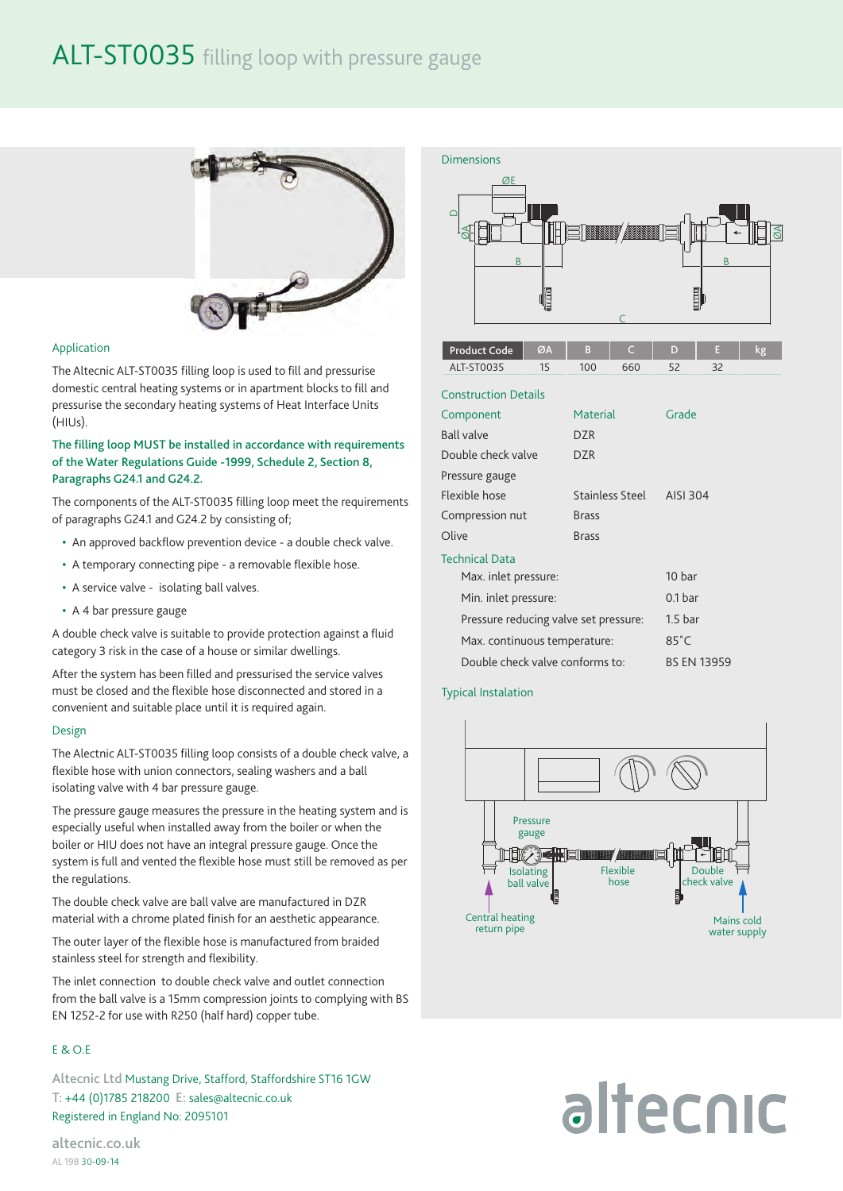# ALT-ST0035 filling loop with pressure gauge

## Application

The Altecnic ALT-ST0035 filling loop is used to fill and pressurise domestic central heating systems or in apartment blocks to fill and pressurise the secondary heating systems of Heat Interface Units (HIUs).

**The filling loop MUST be installed in accordance with requirements of the Water Regulations Guide -1999, Schedule 2, Section 8, Paragraphs G24.1 and G24.2.**

The components of the ALT-ST0035 filling loop meet the requirements of paragraphs G24.1 and G24.2 by consisting of;

- An approved backflow prevention device - a double check valve.
- A temporary connecting pipe - a removable flexible hose.
- A service valve - isolating ball valves.
- A 4 bar pressure gauge

A double check valve is suitable to provide protection against a fluid category 3 risk in the case of a house or similar dwellings.

After the system has been filled and pressurised the service valves must be closed and the flexible hose disconnected and stored in a convenient and suitable place until it is required again.

## Design

The Alectnic ALT-ST0035 filling loop consists of a double check valve, a flexible hose with union connectors, sealing washers and a ball isolating valve with 4 bar pressure gauge.

The pressure gauge measures the pressure in the heating system and is especially useful when installed away from the boiler or when the boiler or HIU does not have an integral pressure gauge. Once the system is full and vented the flexible hose must still be removed as per the regulations.

The double check valve are ball valve are manufactured in DZR material with a chrome plated finish for an aesthetic appearance.

The outer layer of the flexible hose is manufactured from braided stainless steel for strength and flexibility.

The inlet connection to double check valve and outlet connection from the ball valve is a 15mm compression joints to complying with BS EN 1252-2 for use with R250 (half hard) copper tube.

## Dimensions

ØE
D
ØA
B
B
C
ØA

| Product Code | ØA | B | C | D | E | kg |
|---|---|---|---|---|---|---|
| ALT-ST0035 | 15 | 100 | 660 | 52 | 32 | |

## Construction Details

| Component | Material | Grade |
|---|---|---|
| Ball valve | DZR | |
| Double check valve | DZR | |
| Pressure gauge | | |
| Flexible hose | Stainless Steel | AISI 304 |
| Compression nut | Brass | |
| Olive | Brass | |

## Technical Data

| | |
|---|---|
| Max. inlet pressure: | 10 bar |
| Min. inlet pressure: | 0.1 bar |
| Pressure reducing valve set pressure: | 1.5 bar |
| Max. continuous temperature: | 85°C |
| Double check valve conforms to: | BS EN 13959 |

## Typical Instalation

Pressure gauge
Isolating ball valve
Flexible hose
Double check valve
Central heating return pipe
Mains cold water supply

E & O.E

Altecnic Ltd Mustang Drive, Stafford, Staffordshire ST16 1GW
T: +44 (0)1785 218200 E: sales@altecnic.co.uk
Registered in England No: 2095101

altecnic.co.uk
AL 198 30-09-14

altecnic